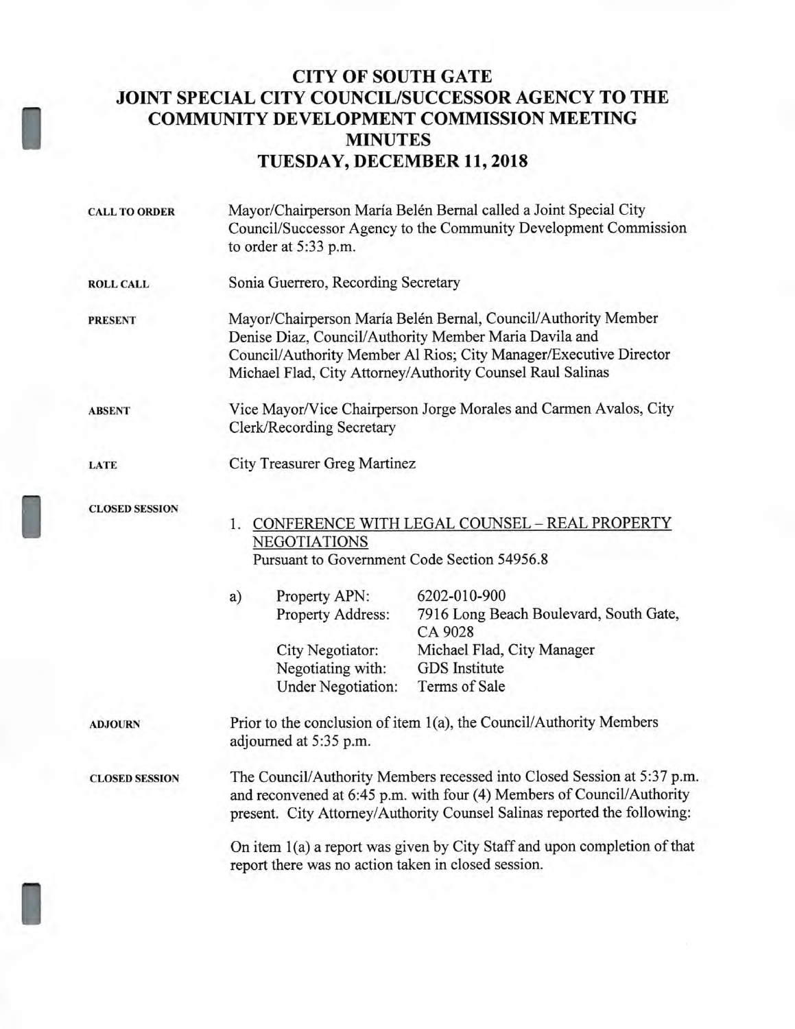# CITY OF SOUTH GATE
# JOINT SPECIAL CITY COUNCIL/SUCCESSOR AGENCY TO THE COMMUNITY DEVELOPMENT COMMISSION MEETING
# MINUTES
# TUESDAY, DECEMBER 11, 2018

**CALL TO ORDER**

Mayor/Chairperson María Belén Bernal called a Joint Special City Council/Successor Agency to the Community Development Commission to order at 5:33 p.m.

**ROLL CALL**

Sonia Guerrero, Recording Secretary

**PRESENT**

Mayor/Chairperson María Belén Bernal, Council/Authority Member Denise Diaz, Council/Authority Member Maria Davila and Council/Authority Member Al Rios; City Manager/Executive Director Michael Flad, City Attorney/Authority Counsel Raul Salinas

**ABSENT**

Vice Mayor/Vice Chairperson Jorge Morales and Carmen Avalos, City Clerk/Recording Secretary

**LATE**

City Treasurer Greg Martinez

**CLOSED SESSION**

1. CONFERENCE WITH LEGAL COUNSEL – REAL PROPERTY NEGOTIATIONS
   Pursuant to Government Code Section 54956.8

   a)

   | | |
   |---|---|
   | Property APN: | 6202-010-900 |
   | Property Address: | 7916 Long Beach Boulevard, South Gate, CA 9028 |
   | City Negotiator: | Michael Flad, City Manager |
   | Negotiating with: | GDS Institute |
   | Under Negotiation: | Terms of Sale |

**ADJOURN**

Prior to the conclusion of item 1(a), the Council/Authority Members adjourned at 5:35 p.m.

**CLOSED SESSION**

The Council/Authority Members recessed into Closed Session at 5:37 p.m. and reconvened at 6:45 p.m. with four (4) Members of Council/Authority present. City Attorney/Authority Counsel Salinas reported the following:

On item 1(a) a report was given by City Staff and upon completion of that report there was no action taken in closed session.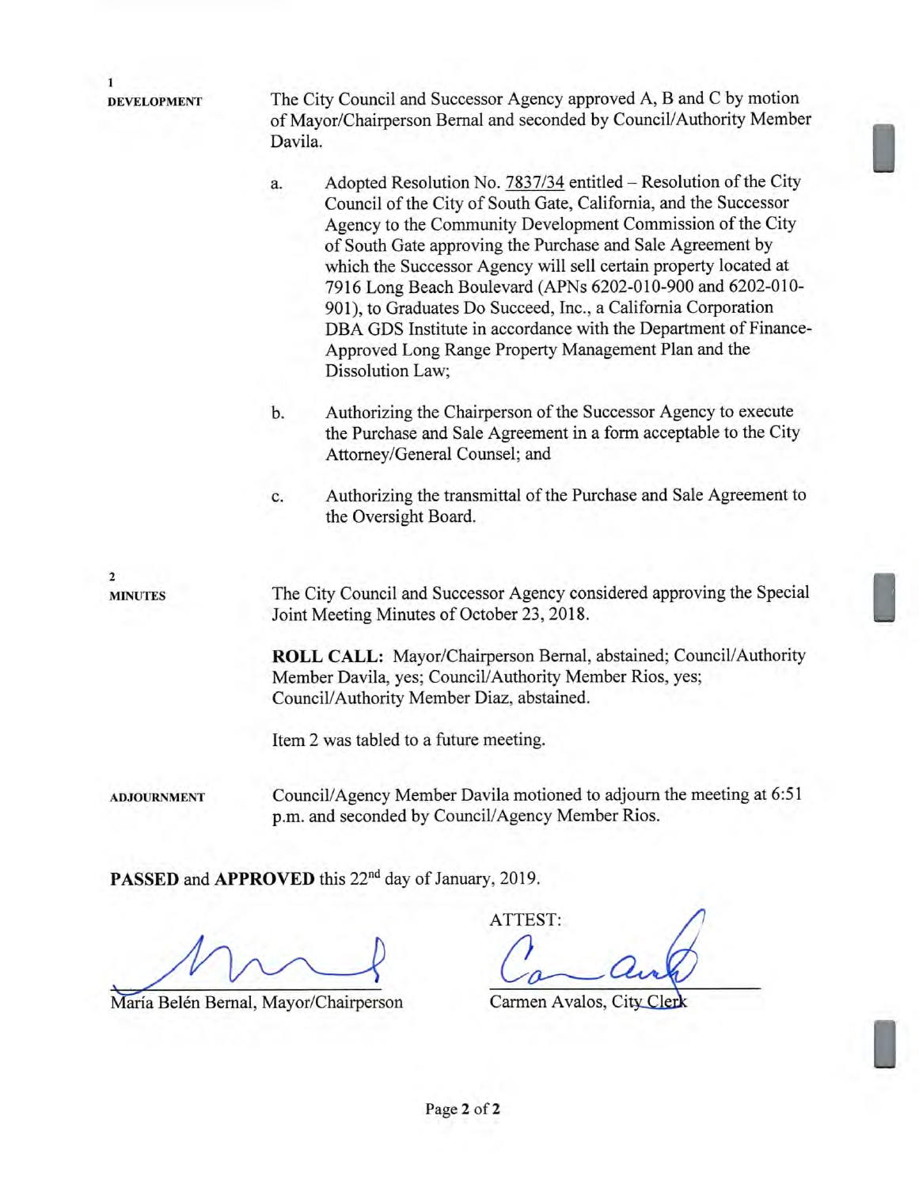**1**
**DEVELOPMENT**

The City Council and Successor Agency approved A, B and C by motion of Mayor/Chairperson Bernal and seconded by Council/Authority Member Davila.

a. Adopted Resolution No. 7837/34 entitled – Resolution of the City Council of the City of South Gate, California, and the Successor Agency to the Community Development Commission of the City of South Gate approving the Purchase and Sale Agreement by which the Successor Agency will sell certain property located at 7916 Long Beach Boulevard (APNs 6202-010-900 and 6202-010-901), to Graduates Do Succeed, Inc., a California Corporation DBA GDS Institute in accordance with the Department of Finance-Approved Long Range Property Management Plan and the Dissolution Law;

b. Authorizing the Chairperson of the Successor Agency to execute the Purchase and Sale Agreement in a form acceptable to the City Attorney/General Counsel; and

c. Authorizing the transmittal of the Purchase and Sale Agreement to the Oversight Board.

**2**
**MINUTES**

The City Council and Successor Agency considered approving the Special Joint Meeting Minutes of October 23, 2018.

**ROLL CALL:** Mayor/Chairperson Bernal, abstained; Council/Authority Member Davila, yes; Council/Authority Member Rios, yes; Council/Authority Member Diaz, abstained.

Item 2 was tabled to a future meeting.

**ADJOURNMENT**

Council/Agency Member Davila motioned to adjourn the meeting at 6:51 p.m. and seconded by Council/Agency Member Rios.

**PASSED** and **APPROVED** this 22nd day of January, 2019.

María Belén Bernal, Mayor/Chairperson

ATTEST:

Carmen Avalos, City Clerk